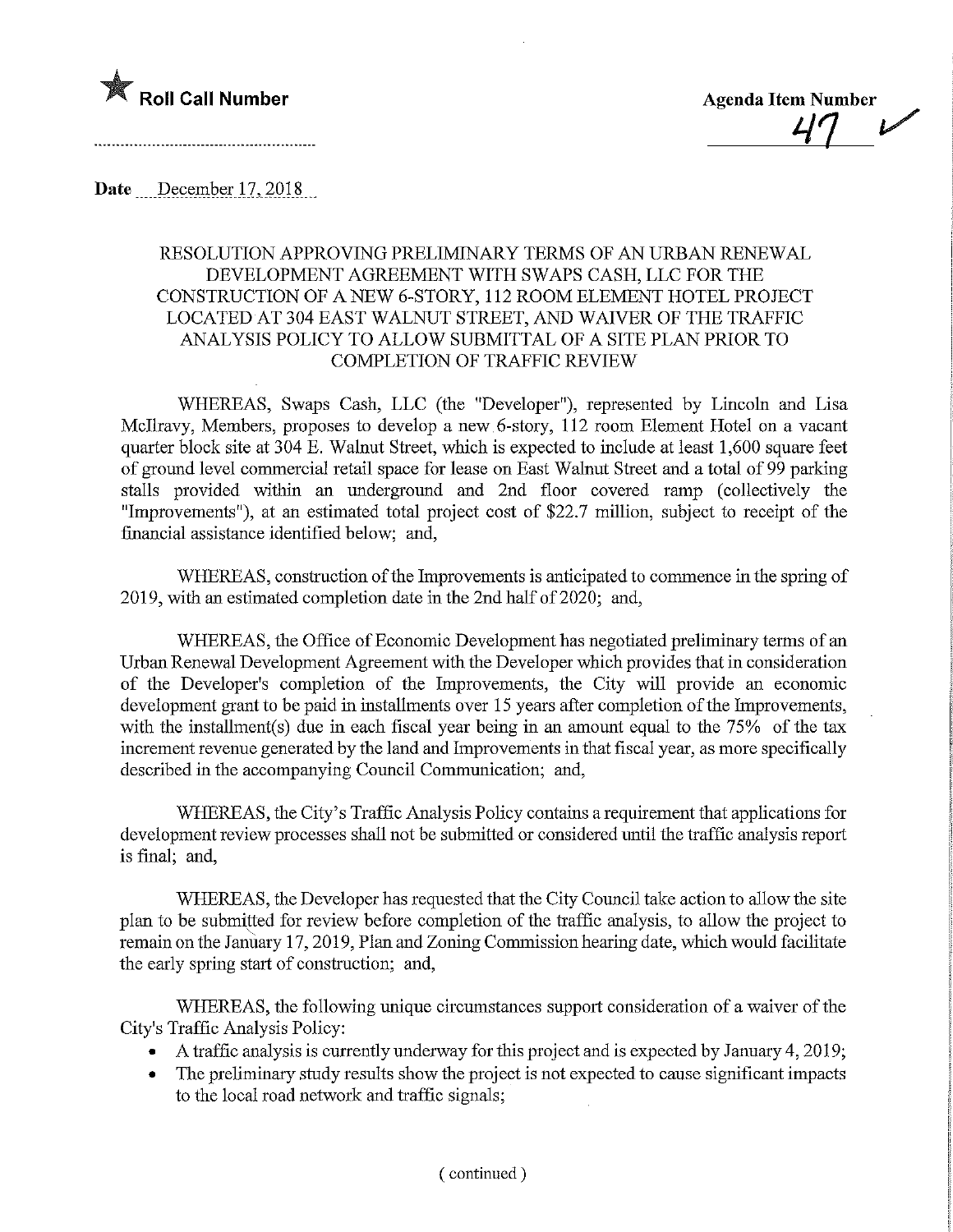★ **Roll Call Number**

**Agenda Item Number**

47 ✓

**Date** December 17, 2018

RESOLUTION APPROVING PRELIMINARY TERMS OF AN URBAN RENEWAL DEVELOPMENT AGREEMENT WITH SWAPS CASH, LLC FOR THE CONSTRUCTION OF A NEW 6-STORY, 112 ROOM ELEMENT HOTEL PROJECT LOCATED AT 304 EAST WALNUT STREET, AND WAIVER OF THE TRAFFIC ANALYSIS POLICY TO ALLOW SUBMITTAL OF A SITE PLAN PRIOR TO COMPLETION OF TRAFFIC REVIEW

WHEREAS, Swaps Cash, LLC (the "Developer"), represented by Lincoln and Lisa McIlravy, Members, proposes to develop a new 6-story, 112 room Element Hotel on a vacant quarter block site at 304 E. Walnut Street, which is expected to include at least 1,600 square feet of ground level commercial retail space for lease on East Walnut Street and a total of 99 parking stalls provided within an underground and 2nd floor covered ramp (collectively the "Improvements"), at an estimated total project cost of $22.7 million, subject to receipt of the financial assistance identified below; and,

WHEREAS, construction of the Improvements is anticipated to commence in the spring of 2019, with an estimated completion date in the 2nd half of 2020; and,

WHEREAS, the Office of Economic Development has negotiated preliminary terms of an Urban Renewal Development Agreement with the Developer which provides that in consideration of the Developer's completion of the Improvements, the City will provide an economic development grant to be paid in installments over 15 years after completion of the Improvements, with the installment(s) due in each fiscal year being in an amount equal to the 75% of the tax increment revenue generated by the land and Improvements in that fiscal year, as more specifically described in the accompanying Council Communication; and,

WHEREAS, the City's Traffic Analysis Policy contains a requirement that applications for development review processes shall not be submitted or considered until the traffic analysis report is final; and,

WHEREAS, the Developer has requested that the City Council take action to allow the site plan to be submitted for review before completion of the traffic analysis, to allow the project to remain on the January 17, 2019, Plan and Zoning Commission hearing date, which would facilitate the early spring start of construction; and,

WHEREAS, the following unique circumstances support consideration of a waiver of the City's Traffic Analysis Policy:

- A traffic analysis is currently underway for this project and is expected by January 4, 2019;
- The preliminary study results show the project is not expected to cause significant impacts to the local road network and traffic signals;

( continued )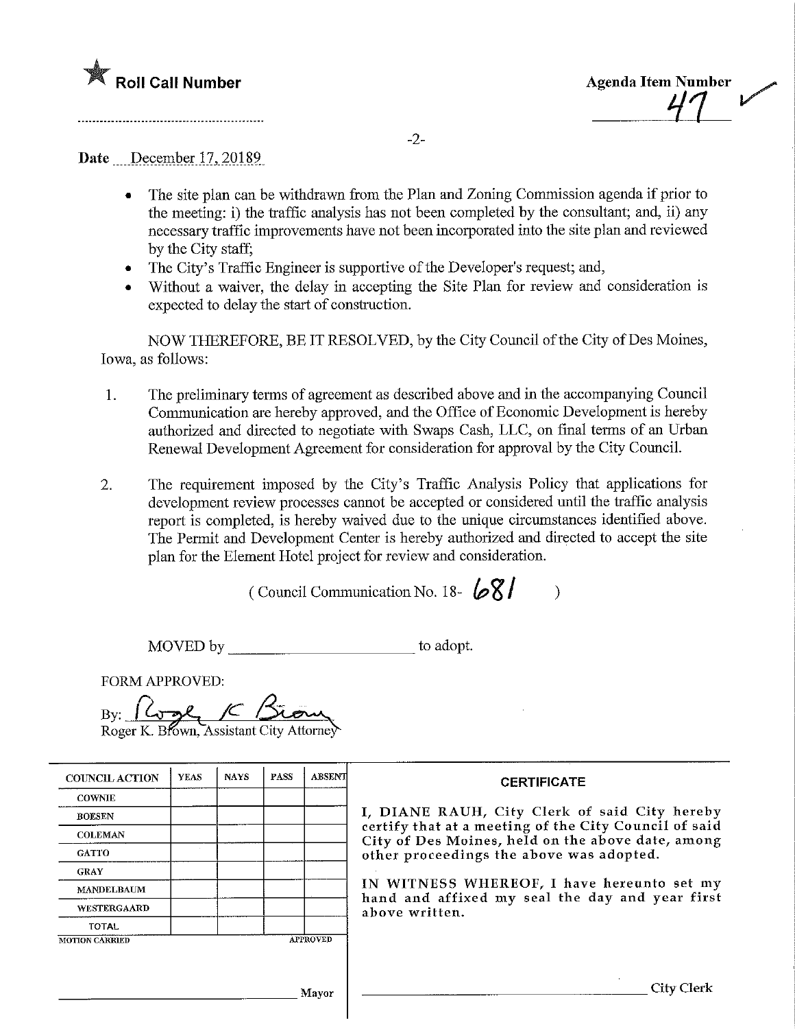★ **Roll Call Number**

..........................................................

**Agenda Item Number**
47 ✓

Date December 17, 20189

- The site plan can be withdrawn from the Plan and Zoning Commission agenda if prior to the meeting: i) the traffic analysis has not been completed by the consultant; and, ii) any necessary traffic improvements have not been incorporated into the site plan and reviewed by the City staff;
- The City's Traffic Engineer is supportive of the Developer's request; and,
- Without a waiver, the delay in accepting the Site Plan for review and consideration is expected to delay the start of construction.

NOW THEREFORE, BE IT RESOLVED, by the City Council of the City of Des Moines, Iowa, as follows:

1. The preliminary terms of agreement as described above and in the accompanying Council Communication are hereby approved, and the Office of Economic Development is hereby authorized and directed to negotiate with Swaps Cash, LLC, on final terms of an Urban Renewal Development Agreement for consideration for approval by the City Council.

2. The requirement imposed by the City's Traffic Analysis Policy that applications for development review processes cannot be accepted or considered until the traffic analysis report is completed, is hereby waived due to the unique circumstances identified above. The Permit and Development Center is hereby authorized and directed to accept the site plan for the Element Hotel project for review and consideration.

( Council Communication No. 18- 681 )

MOVED by \_\_\_\_\_\_\_\_\_\_\_\_\_\_\_\_\_\_\_\_\_\_\_\_ to adopt.

FORM APPROVED:

By: Roger K Brown
Roger K. Brown, Assistant City Attorney

| COUNCIL ACTION | YEAS | NAYS | PASS | ABSENT |
| --- | --- | --- | --- | --- |
| COWNIE | | | | |
| BOESEN | | | | |
| COLEMAN | | | | |
| GATTO | | | | |
| GRAY | | | | |
| MANDELBAUM | | | | |
| WESTERGAARD | | | | |
| TOTAL | | | | |

MOTION CARRIED APPROVED

\_\_\_\_\_\_\_\_\_\_\_\_\_\_\_\_\_\_\_\_\_\_\_\_\_\_\_\_\_\_ Mayor

**CERTIFICATE**

I, DIANE RAUH, City Clerk of said City hereby certify that at a meeting of the City Council of said City of Des Moines, held on the above date, among other proceedings the above was adopted.

IN WITNESS WHEREOF, I have hereunto set my hand and affixed my seal the day and year first above written.

\_\_\_\_\_\_\_\_\_\_\_\_\_\_\_\_\_\_\_\_\_\_\_\_\_\_\_\_\_\_ City Clerk